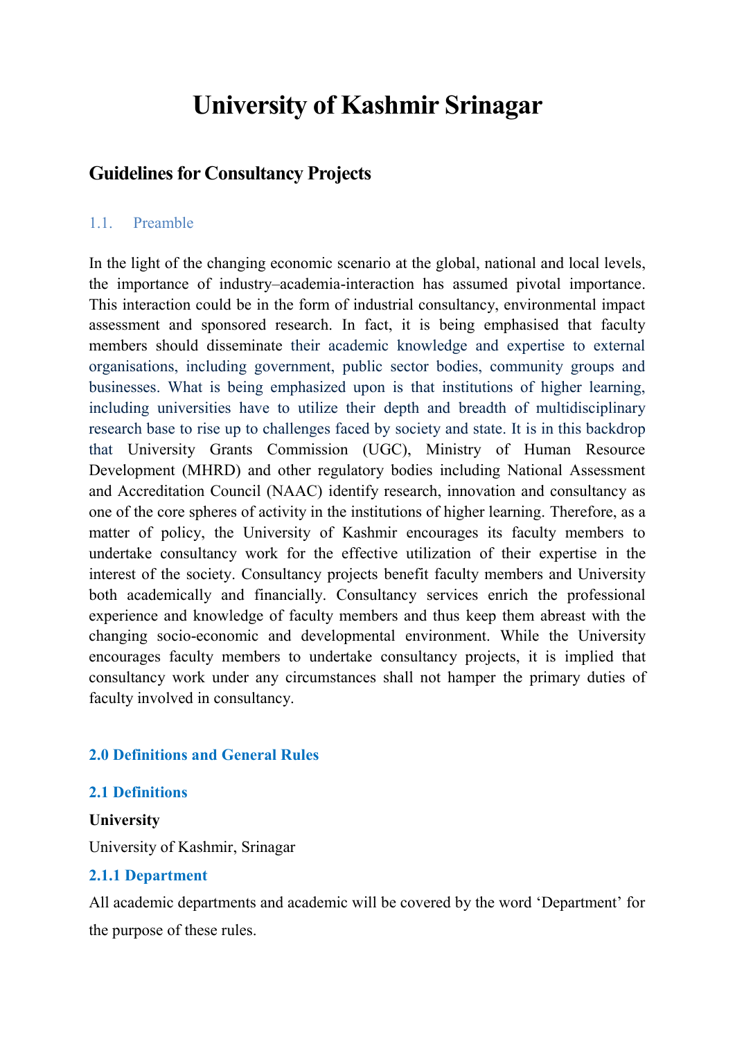# University of Kashmir Srinagar

## Guidelines for Consultancy Projects

### 1.1. Preamble

In the light of the changing economic scenario at the global, national and local levels, the importance of industry–academia-interaction has assumed pivotal importance. This interaction could be in the form of industrial consultancy, environmental impact assessment and sponsored research. In fact, it is being emphasised that faculty members should disseminate their academic knowledge and expertise to external organisations, including government, public sector bodies, community groups and businesses. What is being emphasized upon is that institutions of higher learning, including universities have to utilize their depth and breadth of multidisciplinary research base to rise up to challenges faced by society and state. It is in this backdrop that University Grants Commission (UGC), Ministry of Human Resource Development (MHRD) and other regulatory bodies including National Assessment and Accreditation Council (NAAC) identify research, innovation and consultancy as one of the core spheres of activity in the institutions of higher learning. Therefore, as a matter of policy, the University of Kashmir encourages its faculty members to undertake consultancy work for the effective utilization of their expertise in the interest of the society. Consultancy projects benefit faculty members and University both academically and financially. Consultancy services enrich the professional experience and knowledge of faculty members and thus keep them abreast with the changing socio-economic and developmental environment. While the University encourages faculty members to undertake consultancy projects, it is implied that consultancy work under any circumstances shall not hamper the primary duties of faculty involved in consultancy.

### 2.0 Definitions and General Rules

### 2.1 Definitions

**University**

University of Kashmir, Srinagar

#### 2.1.1 Department

All academic departments and academic will be covered by the word 'Department' for the purpose of these rules.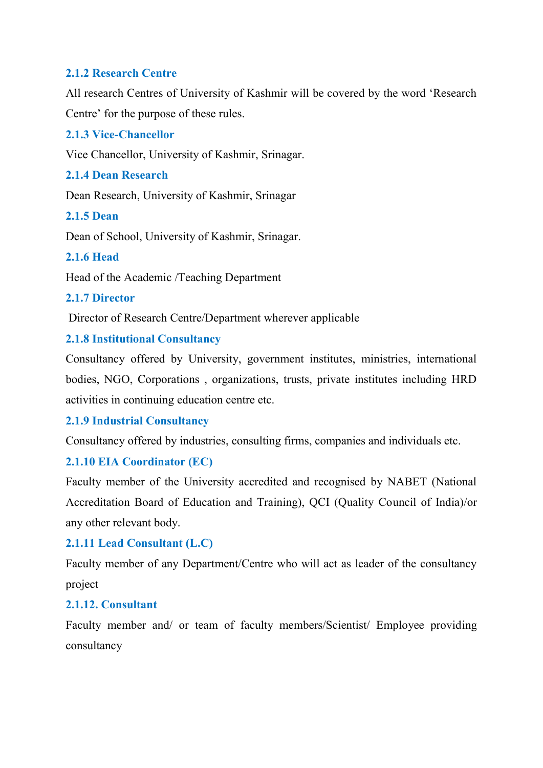#### 2.1.2 Research Centre

All research Centres of University of Kashmir will be covered by the word 'Research Centre' for the purpose of these rules.

#### 2.1.3 Vice-Chancellor

Vice Chancellor, University of Kashmir, Srinagar.

#### 2.1.4 Dean Research

Dean Research, University of Kashmir, Srinagar

#### 2.1.5 Dean

Dean of School, University of Kashmir, Srinagar.

#### 2.1.6 Head

Head of the Academic /Teaching Department

#### 2.1.7 Director

Director of Research Centre/Department wherever applicable

#### 2.1.8 Institutional Consultancy

Consultancy offered by University, government institutes, ministries, international bodies, NGO, Corporations , organizations, trusts, private institutes including HRD activities in continuing education centre etc.

#### 2.1.9 Industrial Consultancy

Consultancy offered by industries, consulting firms, companies and individuals etc.

#### 2.1.10 EIA Coordinator (EC)

Faculty member of the University accredited and recognised by NABET (National Accreditation Board of Education and Training), QCI (Quality Council of India)/or any other relevant body.

#### 2.1.11 Lead Consultant (L.C)

Faculty member of any Department/Centre who will act as leader of the consultancy project

#### 2.1.12. Consultant

Faculty member and/ or team of faculty members/Scientist/ Employee providing consultancy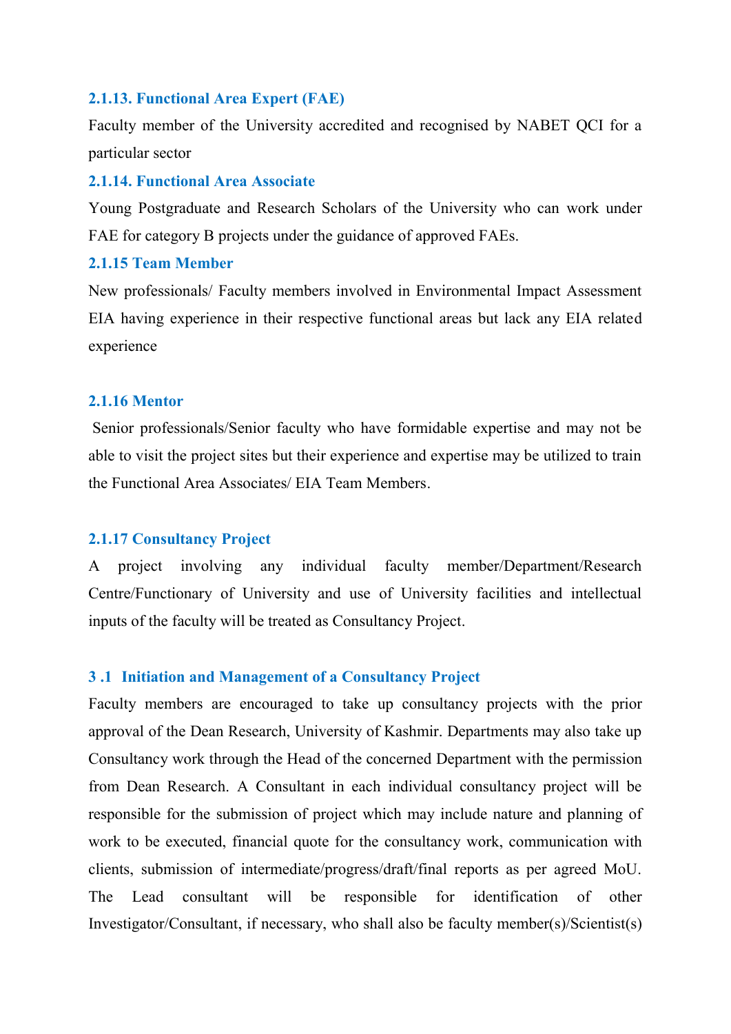### 2.1.13. Functional Area Expert (FAE)

Faculty member of the University accredited and recognised by NABET QCI for a particular sector

### 2.1.14. Functional Area Associate

Young Postgraduate and Research Scholars of the University who can work under FAE for category B projects under the guidance of approved FAEs.

### 2.1.15 Team Member

New professionals/ Faculty members involved in Environmental Impact Assessment EIA having experience in their respective functional areas but lack any EIA related experience

### 2.1.16 Mentor

Senior professionals/Senior faculty who have formidable expertise and may not be able to visit the project sites but their experience and expertise may be utilized to train the Functional Area Associates/ EIA Team Members.

### 2.1.17 Consultancy Project

A project involving any individual faculty member/Department/Research Centre/Functionary of University and use of University facilities and intellectual inputs of the faculty will be treated as Consultancy Project.

## 3 .1 Initiation and Management of a Consultancy Project

Faculty members are encouraged to take up consultancy projects with the prior approval of the Dean Research, University of Kashmir. Departments may also take up Consultancy work through the Head of the concerned Department with the permission from Dean Research. A Consultant in each individual consultancy project will be responsible for the submission of project which may include nature and planning of work to be executed, financial quote for the consultancy work, communication with clients, submission of intermediate/progress/draft/final reports as per agreed MoU. The Lead consultant will be responsible for identification of other Investigator/Consultant, if necessary, who shall also be faculty member(s)/Scientist(s)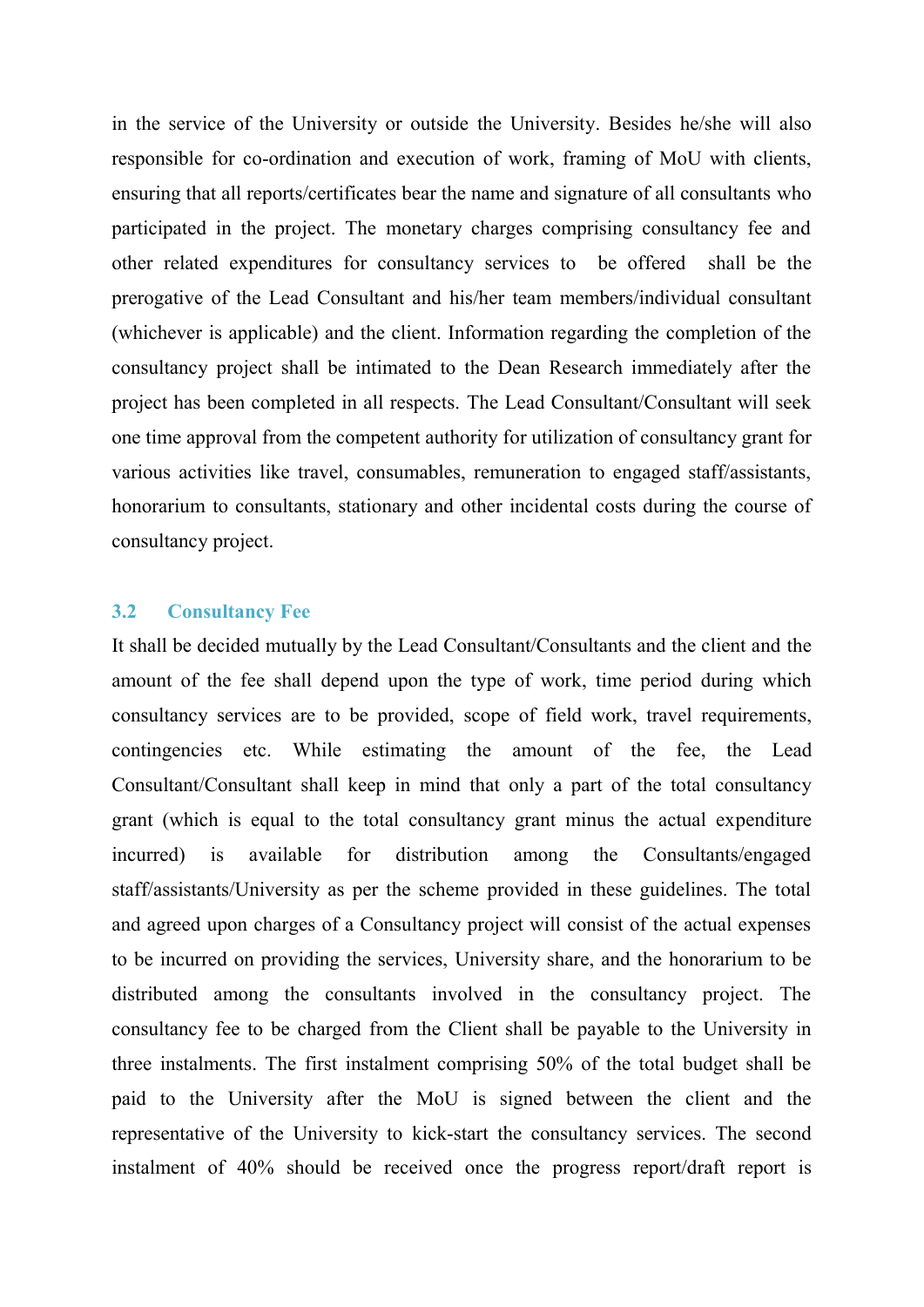in the service of the University or outside the University. Besides he/she will also responsible for co-ordination and execution of work, framing of MoU with clients, ensuring that all reports/certificates bear the name and signature of all consultants who participated in the project. The monetary charges comprising consultancy fee and other related expenditures for consultancy services to be offered shall be the prerogative of the Lead Consultant and his/her team members/individual consultant (whichever is applicable) and the client. Information regarding the completion of the consultancy project shall be intimated to the Dean Research immediately after the project has been completed in all respects. The Lead Consultant/Consultant will seek one time approval from the competent authority for utilization of consultancy grant for various activities like travel, consumables, remuneration to engaged staff/assistants, honorarium to consultants, stationary and other incidental costs during the course of consultancy project.

### 3.2 Consultancy Fee

It shall be decided mutually by the Lead Consultant/Consultants and the client and the amount of the fee shall depend upon the type of work, time period during which consultancy services are to be provided, scope of field work, travel requirements, contingencies etc. While estimating the amount of the fee, the Lead Consultant/Consultant shall keep in mind that only a part of the total consultancy grant (which is equal to the total consultancy grant minus the actual expenditure incurred) is available for distribution among the Consultants/engaged staff/assistants/University as per the scheme provided in these guidelines. The total and agreed upon charges of a Consultancy project will consist of the actual expenses to be incurred on providing the services, University share, and the honorarium to be distributed among the consultants involved in the consultancy project. The consultancy fee to be charged from the Client shall be payable to the University in three instalments. The first instalment comprising 50% of the total budget shall be paid to the University after the MoU is signed between the client and the representative of the University to kick-start the consultancy services. The second instalment of 40% should be received once the progress report/draft report is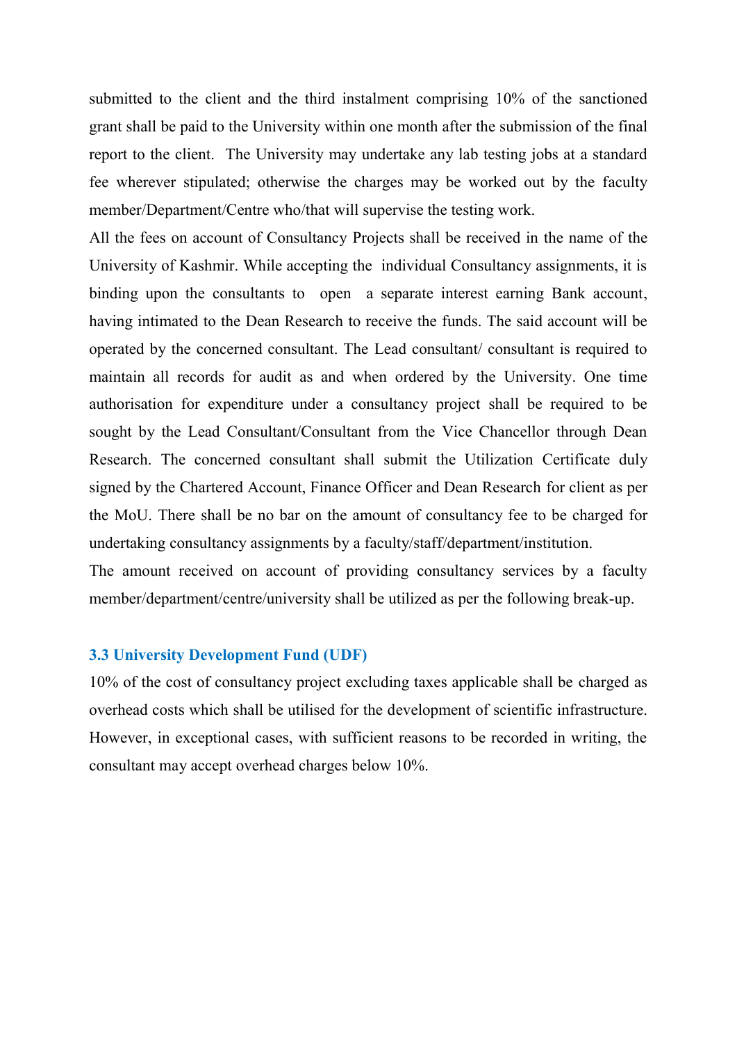submitted to the client and the third instalment comprising 10% of the sanctioned grant shall be paid to the University within one month after the submission of the final report to the client. The University may undertake any lab testing jobs at a standard fee wherever stipulated; otherwise the charges may be worked out by the faculty member/Department/Centre who/that will supervise the testing work.

All the fees on account of Consultancy Projects shall be received in the name of the University of Kashmir. While accepting the individual Consultancy assignments, it is binding upon the consultants to open a separate interest earning Bank account, having intimated to the Dean Research to receive the funds. The said account will be operated by the concerned consultant. The Lead consultant/ consultant is required to maintain all records for audit as and when ordered by the University. One time authorisation for expenditure under a consultancy project shall be required to be sought by the Lead Consultant/Consultant from the Vice Chancellor through Dean Research. The concerned consultant shall submit the Utilization Certificate duly signed by the Chartered Account, Finance Officer and Dean Research for client as per the MoU. There shall be no bar on the amount of consultancy fee to be charged for undertaking consultancy assignments by a faculty/staff/department/institution.

The amount received on account of providing consultancy services by a faculty member/department/centre/university shall be utilized as per the following break-up.

### 3.3 University Development Fund (UDF)

10% of the cost of consultancy project excluding taxes applicable shall be charged as overhead costs which shall be utilised for the development of scientific infrastructure. However, in exceptional cases, with sufficient reasons to be recorded in writing, the consultant may accept overhead charges below 10%.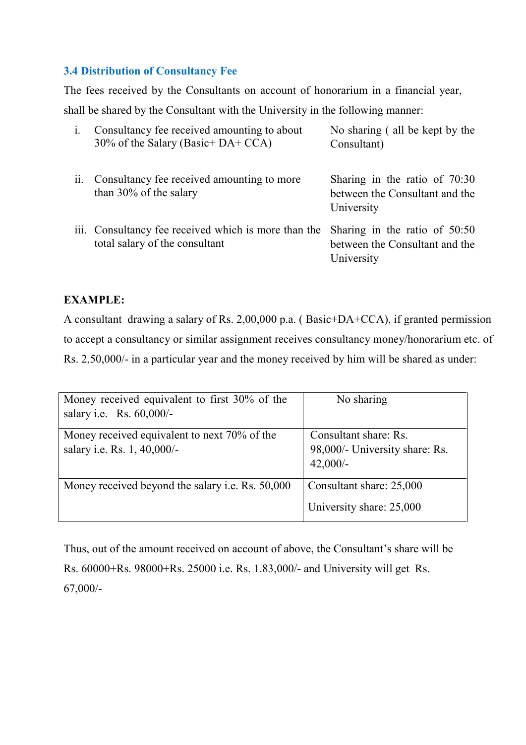### 3.4 Distribution of Consultancy Fee

The fees received by the Consultants on account of honorarium in a financial year, shall be shared by the Consultant with the University in the following manner:

| | | |
|---|---|---|
| i. | Consultancy fee received amounting to about 30% of the Salary (Basic+ DA+ CCA) | No sharing ( all be kept by the Consultant) |
| ii. | Consultancy fee received amounting to more than 30% of the salary | Sharing in the ratio of 70:30 between the Consultant and the University |
| iii. | Consultancy fee received which is more than the total salary of the consultant | Sharing in the ratio of 50:50 between the Consultant and the University |

**EXAMPLE:**

A consultant drawing a salary of Rs. 2,00,000 p.a. ( Basic+DA+CCA), if granted permission to accept a consultancy or similar assignment receives consultancy money/honorarium etc. of Rs. 2,50,000/- in a particular year and the money received by him will be shared as under:

| | |
|---|---|
| Money received equivalent to first 30% of the salary i.e. Rs. 60,000/- | No sharing |
| Money received equivalent to next 70% of the salary i.e. Rs. 1, 40,000/- | Consultant share: Rs. 98,000/- University share: Rs. 42,000/- |
| Money received beyond the salary i.e. Rs. 50,000 | Consultant share: 25,000<br>University share: 25,000 |

Thus, out of the amount received on account of above, the Consultant's share will be Rs. 60000+Rs. 98000+Rs. 25000 i.e. Rs. 1.83,000/- and University will get Rs. 67,000/-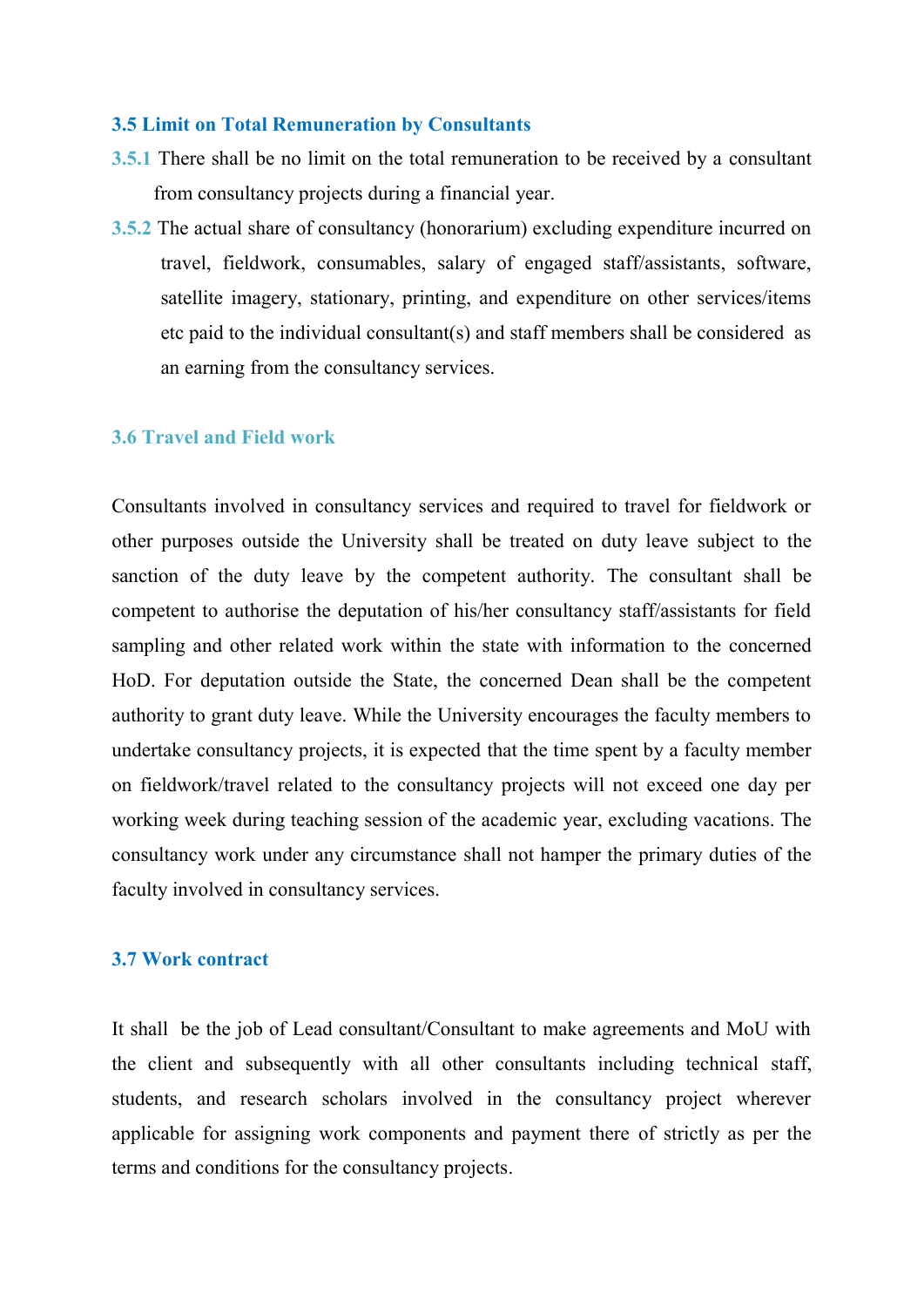### 3.5 Limit on Total Remuneration by Consultants

3.5.1 There shall be no limit on the total remuneration to be received by a consultant from consultancy projects during a financial year.

3.5.2 The actual share of consultancy (honorarium) excluding expenditure incurred on travel, fieldwork, consumables, salary of engaged staff/assistants, software, satellite imagery, stationary, printing, and expenditure on other services/items etc paid to the individual consultant(s) and staff members shall be considered as an earning from the consultancy services.

### 3.6 Travel and Field work

Consultants involved in consultancy services and required to travel for fieldwork or other purposes outside the University shall be treated on duty leave subject to the sanction of the duty leave by the competent authority. The consultant shall be competent to authorise the deputation of his/her consultancy staff/assistants for field sampling and other related work within the state with information to the concerned HoD. For deputation outside the State, the concerned Dean shall be the competent authority to grant duty leave. While the University encourages the faculty members to undertake consultancy projects, it is expected that the time spent by a faculty member on fieldwork/travel related to the consultancy projects will not exceed one day per working week during teaching session of the academic year, excluding vacations. The consultancy work under any circumstance shall not hamper the primary duties of the faculty involved in consultancy services.

### 3.7 Work contract

It shall be the job of Lead consultant/Consultant to make agreements and MoU with the client and subsequently with all other consultants including technical staff, students, and research scholars involved in the consultancy project wherever applicable for assigning work components and payment there of strictly as per the terms and conditions for the consultancy projects.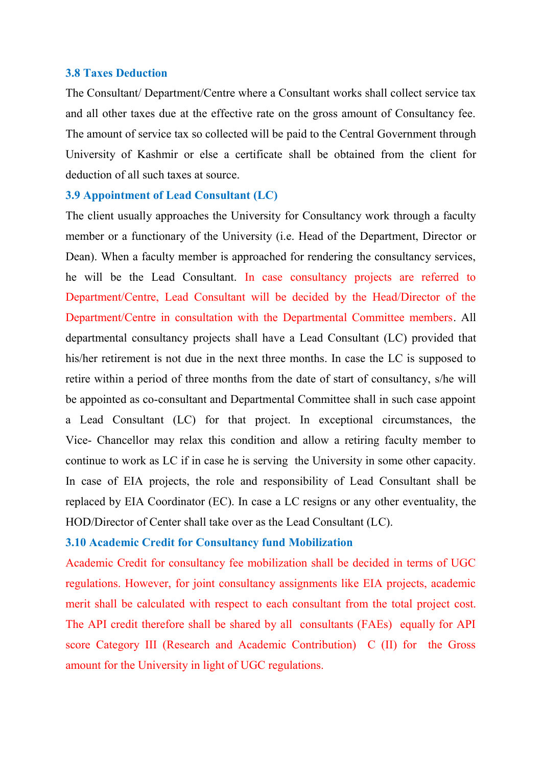### 3.8 Taxes Deduction

The Consultant/ Department/Centre where a Consultant works shall collect service tax and all other taxes due at the effective rate on the gross amount of Consultancy fee. The amount of service tax so collected will be paid to the Central Government through University of Kashmir or else a certificate shall be obtained from the client for deduction of all such taxes at source.

### 3.9 Appointment of Lead Consultant (LC)

The client usually approaches the University for Consultancy work through a faculty member or a functionary of the University (i.e. Head of the Department, Director or Dean). When a faculty member is approached for rendering the consultancy services, he will be the Lead Consultant. In case consultancy projects are referred to Department/Centre, Lead Consultant will be decided by the Head/Director of the Department/Centre in consultation with the Departmental Committee members. All departmental consultancy projects shall have a Lead Consultant (LC) provided that his/her retirement is not due in the next three months. In case the LC is supposed to retire within a period of three months from the date of start of consultancy, s/he will be appointed as co-consultant and Departmental Committee shall in such case appoint a Lead Consultant (LC) for that project. In exceptional circumstances, the Vice- Chancellor may relax this condition and allow a retiring faculty member to continue to work as LC if in case he is serving the University in some other capacity. In case of EIA projects, the role and responsibility of Lead Consultant shall be replaced by EIA Coordinator (EC). In case a LC resigns or any other eventuality, the HOD/Director of Center shall take over as the Lead Consultant (LC).

### 3.10 Academic Credit for Consultancy fund Mobilization

Academic Credit for consultancy fee mobilization shall be decided in terms of UGC regulations. However, for joint consultancy assignments like EIA projects, academic merit shall be calculated with respect to each consultant from the total project cost. The API credit therefore shall be shared by all consultants (FAEs) equally for API score Category III (Research and Academic Contribution) C (II) for the Gross amount for the University in light of UGC regulations.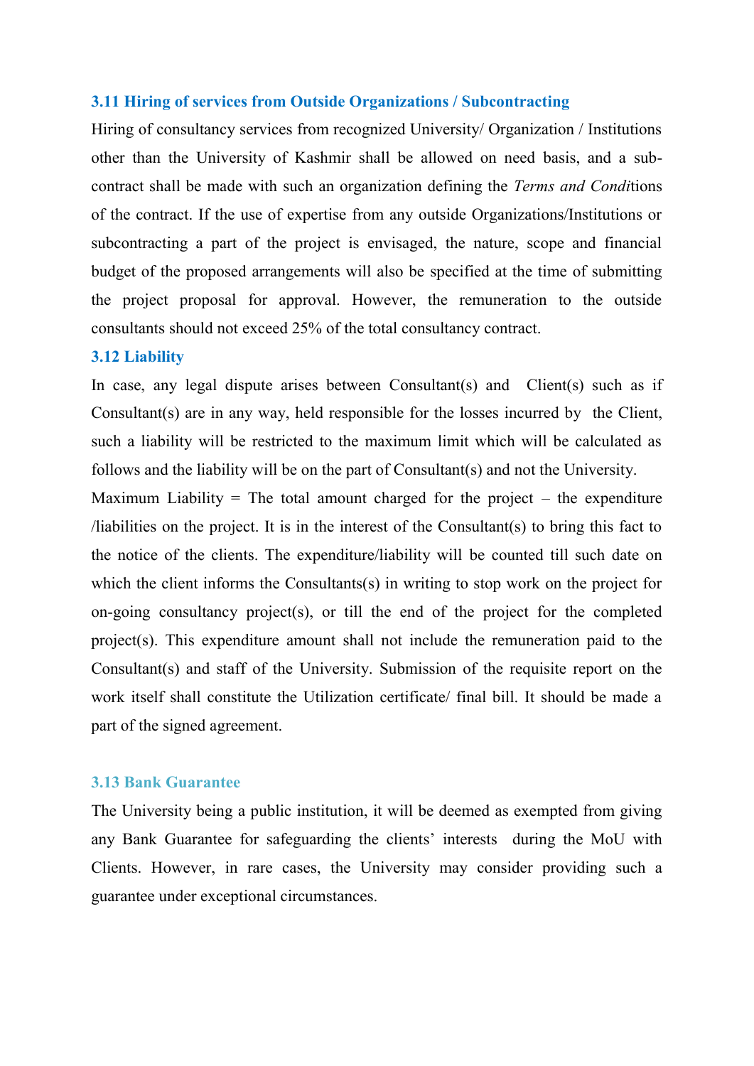### 3.11 Hiring of services from Outside Organizations / Subcontracting

Hiring of consultancy services from recognized University/ Organization / Institutions other than the University of Kashmir shall be allowed on need basis, and a sub-contract shall be made with such an organization defining the *Terms and Condi*tions of the contract. If the use of expertise from any outside Organizations/Institutions or subcontracting a part of the project is envisaged, the nature, scope and financial budget of the proposed arrangements will also be specified at the time of submitting the project proposal for approval. However, the remuneration to the outside consultants should not exceed 25% of the total consultancy contract.

### 3.12 Liability

In case, any legal dispute arises between Consultant(s) and Client(s) such as if Consultant(s) are in any way, held responsible for the losses incurred by the Client, such a liability will be restricted to the maximum limit which will be calculated as follows and the liability will be on the part of Consultant(s) and not the University.

Maximum Liability = The total amount charged for the project – the expenditure /liabilities on the project. It is in the interest of the Consultant(s) to bring this fact to the notice of the clients. The expenditure/liability will be counted till such date on which the client informs the Consultants(s) in writing to stop work on the project for on-going consultancy project(s), or till the end of the project for the completed project(s). This expenditure amount shall not include the remuneration paid to the Consultant(s) and staff of the University. Submission of the requisite report on the work itself shall constitute the Utilization certificate/ final bill. It should be made a part of the signed agreement.

### 3.13 Bank Guarantee

The University being a public institution, it will be deemed as exempted from giving any Bank Guarantee for safeguarding the clients' interests during the MoU with Clients. However, in rare cases, the University may consider providing such a guarantee under exceptional circumstances.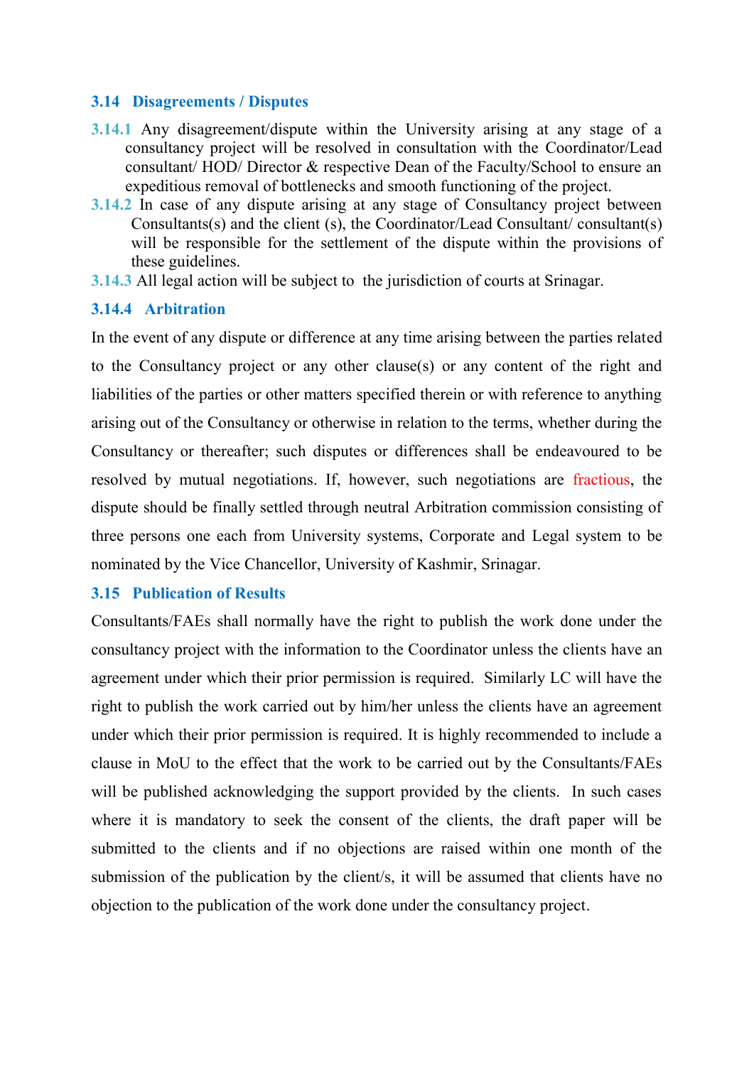### 3.14 Disagreements / Disputes

3.14.1 Any disagreement/dispute within the University arising at any stage of a consultancy project will be resolved in consultation with the Coordinator/Lead consultant/ HOD/ Director & respective Dean of the Faculty/School to ensure an expeditious removal of bottlenecks and smooth functioning of the project.

3.14.2 In case of any dispute arising at any stage of Consultancy project between Consultants(s) and the client (s), the Coordinator/Lead Consultant/ consultant(s) will be responsible for the settlement of the dispute within the provisions of these guidelines.

3.14.3 All legal action will be subject to the jurisdiction of courts at Srinagar.

#### 3.14.4 Arbitration

In the event of any dispute or difference at any time arising between the parties related to the Consultancy project or any other clause(s) or any content of the right and liabilities of the parties or other matters specified therein or with reference to anything arising out of the Consultancy or otherwise in relation to the terms, whether during the Consultancy or thereafter; such disputes or differences shall be endeavoured to be resolved by mutual negotiations. If, however, such negotiations are fractious, the dispute should be finally settled through neutral Arbitration commission consisting of three persons one each from University systems, Corporate and Legal system to be nominated by the Vice Chancellor, University of Kashmir, Srinagar.

### 3.15 Publication of Results

Consultants/FAEs shall normally have the right to publish the work done under the consultancy project with the information to the Coordinator unless the clients have an agreement under which their prior permission is required. Similarly LC will have the right to publish the work carried out by him/her unless the clients have an agreement under which their prior permission is required. It is highly recommended to include a clause in MoU to the effect that the work to be carried out by the Consultants/FAEs will be published acknowledging the support provided by the clients. In such cases where it is mandatory to seek the consent of the clients, the draft paper will be submitted to the clients and if no objections are raised within one month of the submission of the publication by the client/s, it will be assumed that clients have no objection to the publication of the work done under the consultancy project.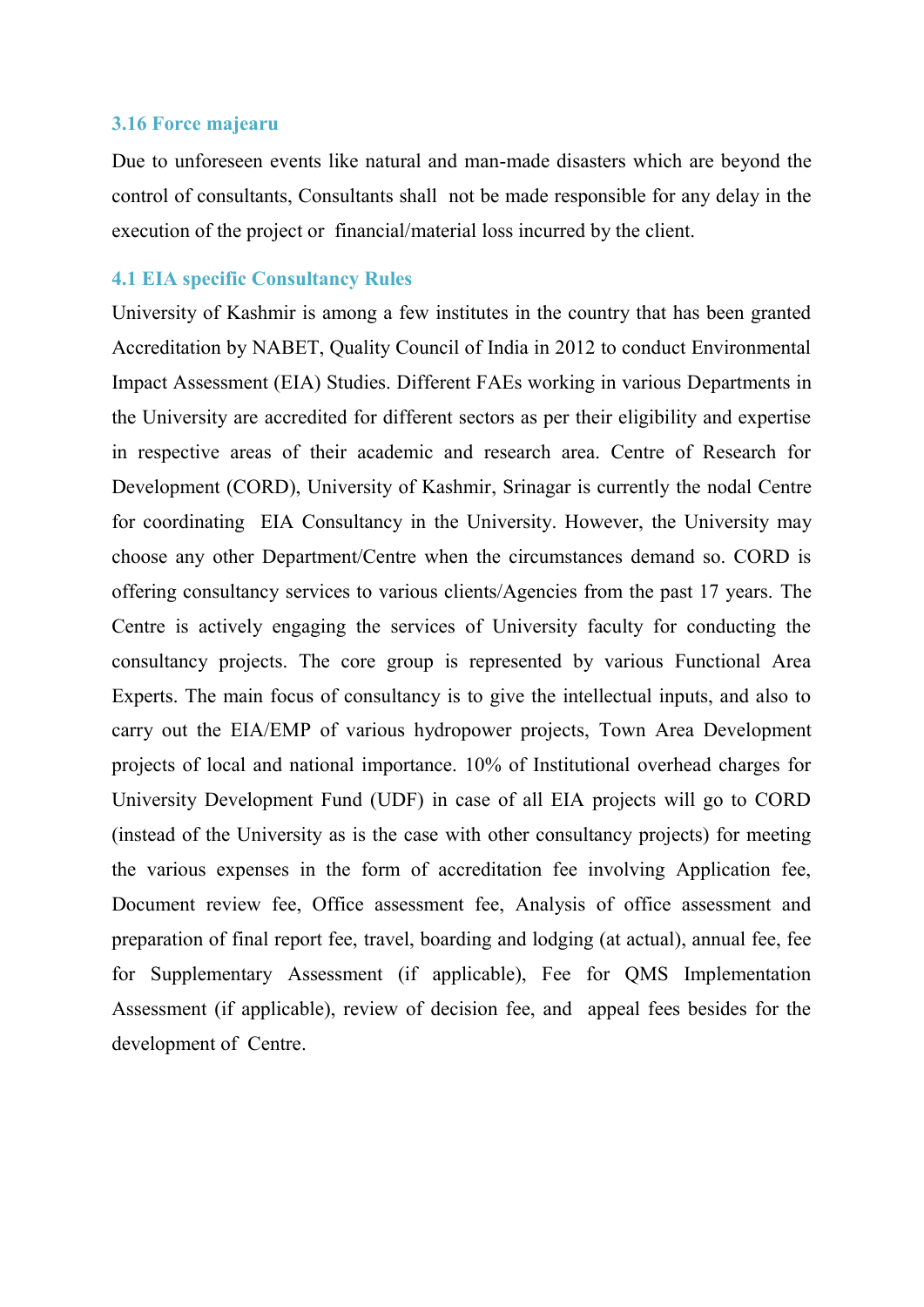### 3.16 Force majearu

Due to unforeseen events like natural and man-made disasters which are beyond the control of consultants, Consultants shall not be made responsible for any delay in the execution of the project or financial/material loss incurred by the client.

### 4.1 EIA specific Consultancy Rules

University of Kashmir is among a few institutes in the country that has been granted Accreditation by NABET, Quality Council of India in 2012 to conduct Environmental Impact Assessment (EIA) Studies. Different FAEs working in various Departments in the University are accredited for different sectors as per their eligibility and expertise in respective areas of their academic and research area. Centre of Research for Development (CORD), University of Kashmir, Srinagar is currently the nodal Centre for coordinating EIA Consultancy in the University. However, the University may choose any other Department/Centre when the circumstances demand so. CORD is offering consultancy services to various clients/Agencies from the past 17 years. The Centre is actively engaging the services of University faculty for conducting the consultancy projects. The core group is represented by various Functional Area Experts. The main focus of consultancy is to give the intellectual inputs, and also to carry out the EIA/EMP of various hydropower projects, Town Area Development projects of local and national importance. 10% of Institutional overhead charges for University Development Fund (UDF) in case of all EIA projects will go to CORD (instead of the University as is the case with other consultancy projects) for meeting the various expenses in the form of accreditation fee involving Application fee, Document review fee, Office assessment fee, Analysis of office assessment and preparation of final report fee, travel, boarding and lodging (at actual), annual fee, fee for Supplementary Assessment (if applicable), Fee for QMS Implementation Assessment (if applicable), review of decision fee, and appeal fees besides for the development of Centre.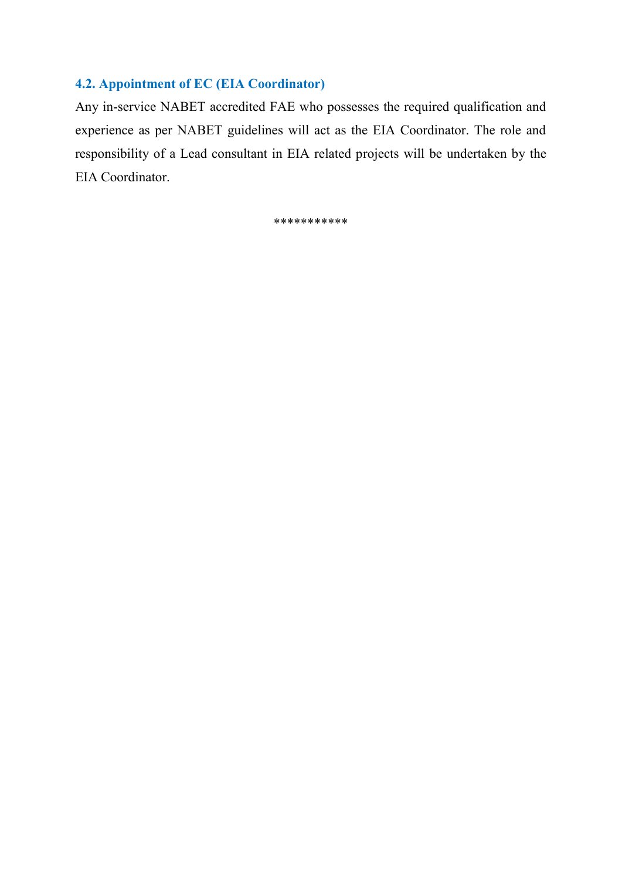### 4.2. Appointment of EC (EIA Coordinator)

Any in-service NABET accredited FAE who possesses the required qualification and experience as per NABET guidelines will act as the EIA Coordinator. The role and responsibility of a Lead consultant in EIA related projects will be undertaken by the EIA Coordinator.

***********